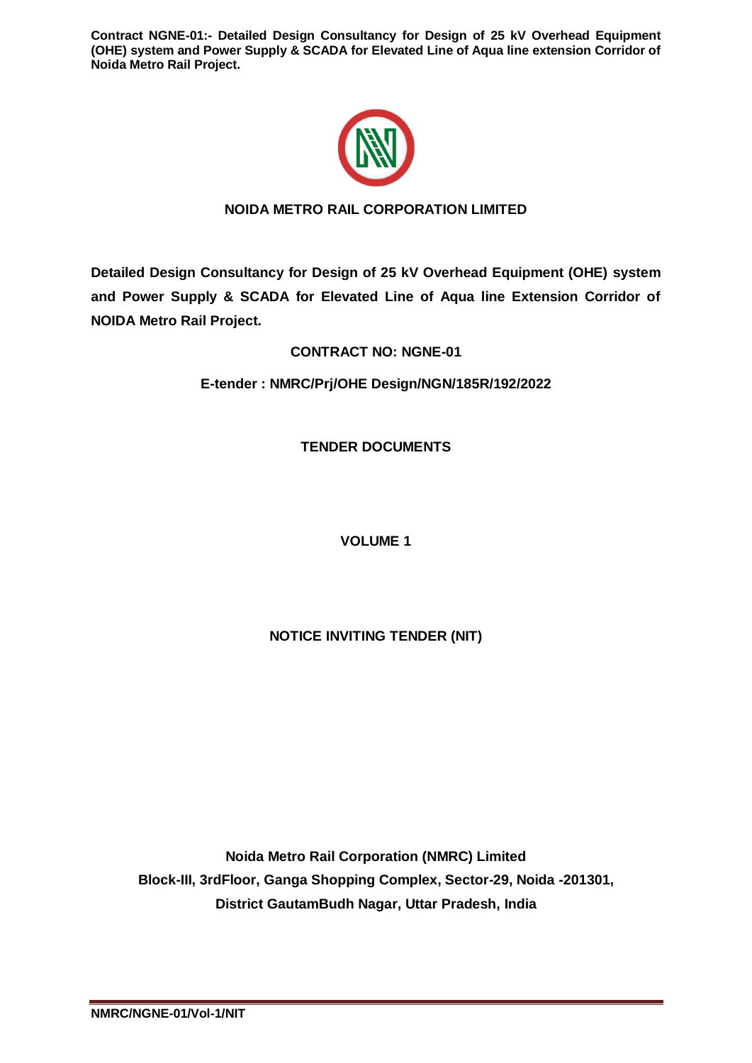**NOIDA METRO RAIL CORPORATION LIMITED**

**Detailed Design Consultancy for Design of 25 kV Overhead Equipment (OHE) system and Power Supply & SCADA for Elevated Line of Aqua line Extension Corridor of NOIDA Metro Rail Project.**

**CONTRACT NO: NGNE-01**

**E-tender : NMRC/Prj/OHE Design/NGN/185R/192/2022**

**TENDER DOCUMENTS**

**VOLUME 1**

**NOTICE INVITING TENDER (NIT)**

**Noida Metro Rail Corporation (NMRC) Limited**
**Block-III, 3rdFloor, Ganga Shopping Complex, Sector-29, Noida -201301,**
**District GautamBudh Nagar, Uttar Pradesh, India**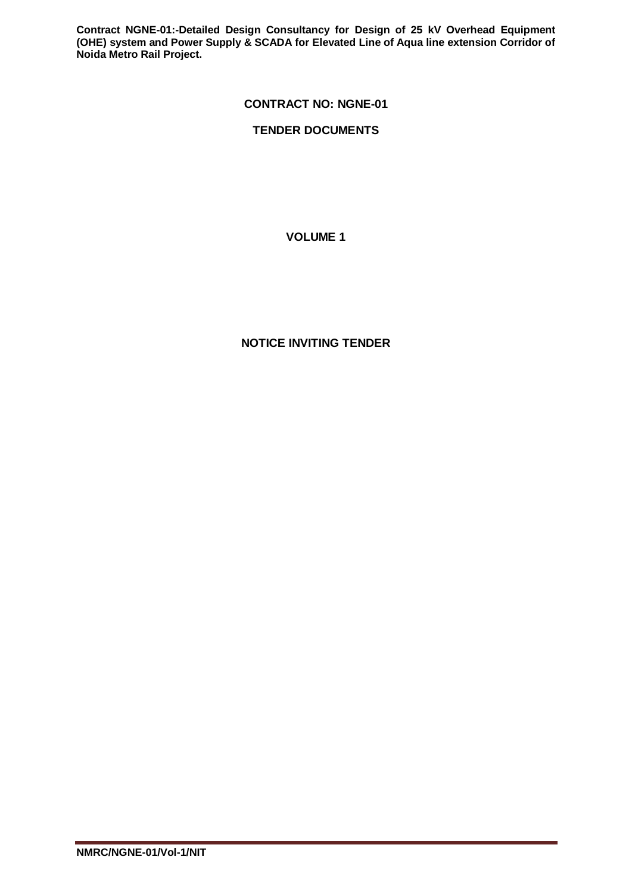**CONTRACT NO: NGNE-01**

**TENDER DOCUMENTS**

**VOLUME 1**

**NOTICE INVITING TENDER**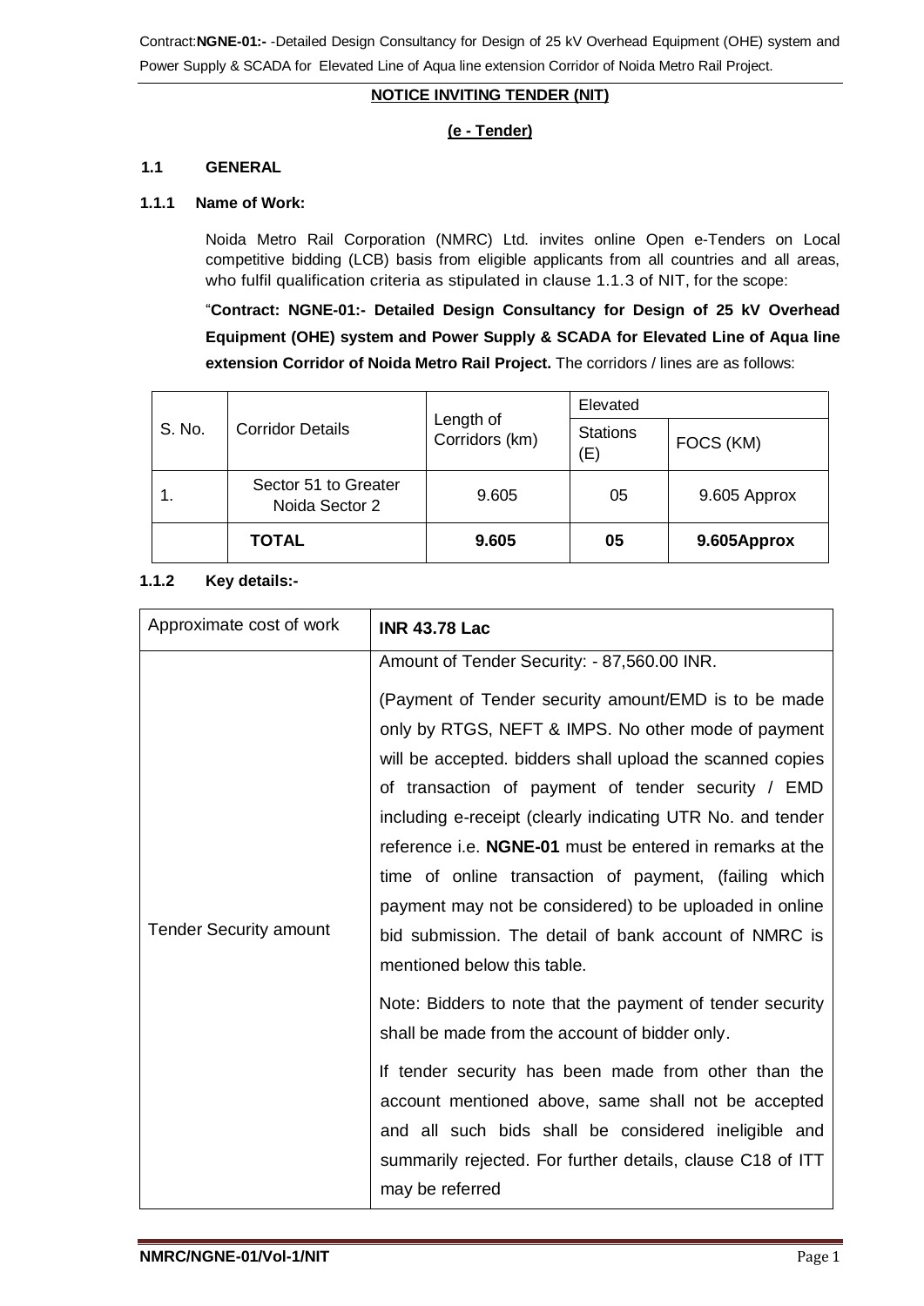## NOTICE INVITING TENDER (NIT)

**(e - Tender)**

### 1.1 GENERAL

#### 1.1.1 Name of Work:

Noida Metro Rail Corporation (NMRC) Ltd. invites online Open e-Tenders on Local competitive bidding (LCB) basis from eligible applicants from all countries and all areas, who fulfil qualification criteria as stipulated in clause 1.1.3 of NIT, for the scope:

"**Contract: NGNE-01:- Detailed Design Consultancy for Design of 25 kV Overhead Equipment (OHE) system and Power Supply & SCADA for Elevated Line of Aqua line extension Corridor of Noida Metro Rail Project.** The corridors / lines are as follows:

| S. No. | Corridor Details | Length of Corridors (km) | Elevated | |
|---|---|---|---|---|
| | | | Stations (E) | FOCS (KM) |
| 1. | Sector 51 to Greater Noida Sector 2 | 9.605 | 05 | 9.605 Approx |
| | **TOTAL** | **9.605** | **05** | **9.605Approx** |

#### 1.1.2 Key details:-

| Approximate cost of work | **INR 43.78 Lac** |
|---|---|
| Tender Security amount | Amount of Tender Security: - 87,560.00 INR.<br><br>(Payment of Tender security amount/EMD is to be made only by RTGS, NEFT & IMPS. No other mode of payment will be accepted. bidders shall upload the scanned copies of transaction of payment of tender security / EMD including e-receipt (clearly indicating UTR No. and tender reference i.e. **NGNE-01** must be entered in remarks at the time of online transaction of payment, (failing which payment may not be considered) to be uploaded in online bid submission. The detail of bank account of NMRC is mentioned below this table.<br><br>Note: Bidders to note that the payment of tender security shall be made from the account of bidder only.<br><br>If tender security has been made from other than the account mentioned above, same shall not be accepted and all such bids shall be considered ineligible and summarily rejected. For further details, clause C18 of ITT may be referred |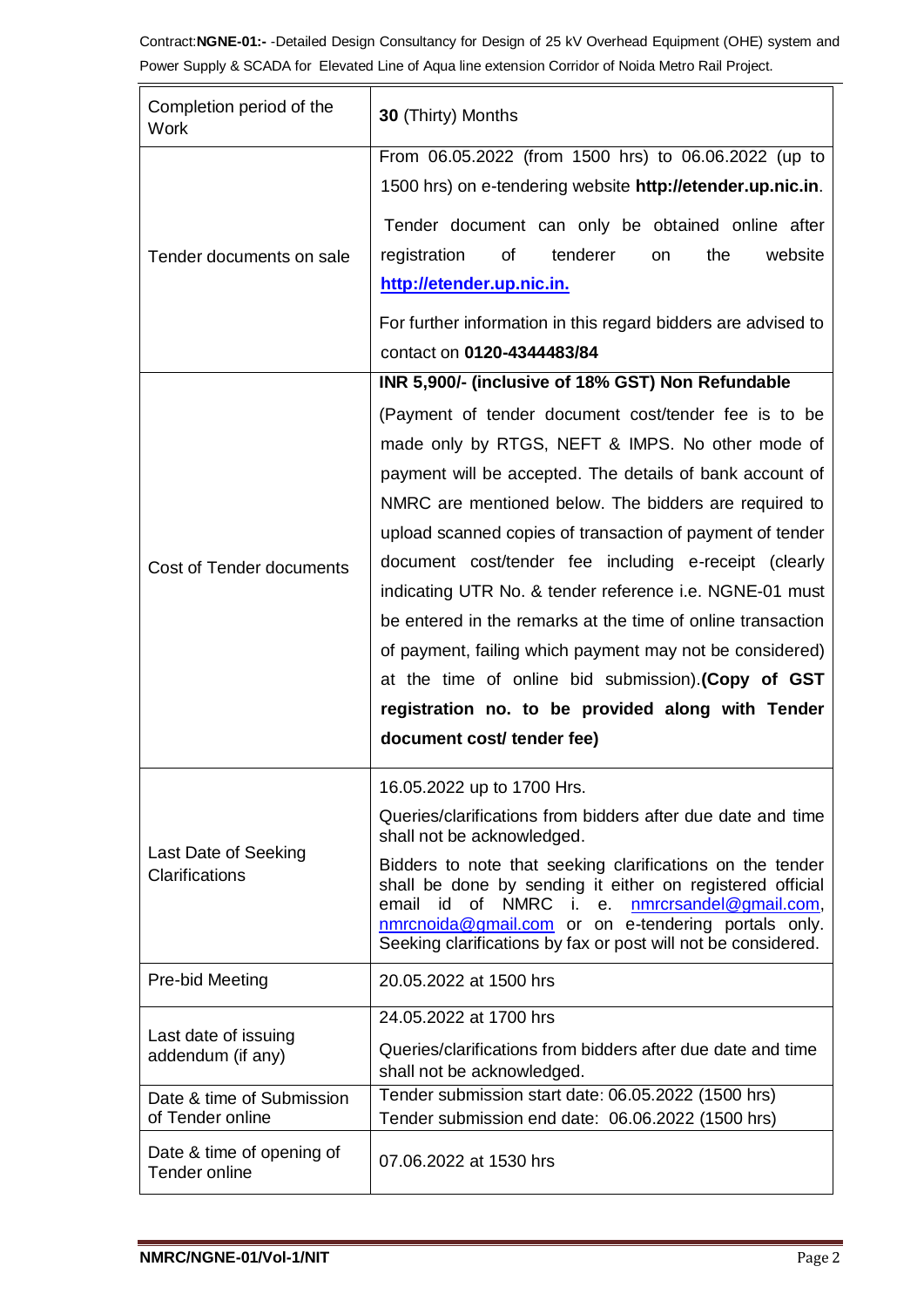| | |
|---|---|
| Completion period of the Work | **30** (Thirty) Months |
| Tender documents on sale | From 06.05.2022 (from 1500 hrs) to 06.06.2022 (up to 1500 hrs) on e-tendering website **http://etender.up.nic.in**.<br><br>Tender document can only be obtained online after registration of tenderer on the website [http://etender.up.nic.in.](http://etender.up.nic.in)<br><br>For further information in this regard bidders are advised to contact on **0120-4344483/84** |
| Cost of Tender documents | **INR 5,900/- (inclusive of 18% GST) Non Refundable**<br><br>(Payment of tender document cost/tender fee is to be made only by RTGS, NEFT & IMPS. No other mode of payment will be accepted. The details of bank account of NMRC are mentioned below. The bidders are required to upload scanned copies of transaction of payment of tender document cost/tender fee including e-receipt (clearly indicating UTR No. & tender reference i.e. NGNE-01 must be entered in the remarks at the time of online transaction of payment, failing which payment may not be considered) at the time of online bid submission).**(Copy of GST registration no. to be provided along with Tender document cost/ tender fee)** |
| Last Date of Seeking Clarifications | 16.05.2022 up to 1700 Hrs.<br><br>Queries/clarifications from bidders after due date and time shall not be acknowledged.<br><br>Bidders to note that seeking clarifications on the tender shall be done by sending it either on registered official email id of NMRC i. e. nmrcrsandel@gmail.com, nmrcnoida@gmail.com or on e-tendering portals only. Seeking clarifications by fax or post will not be considered. |
| Pre-bid Meeting | 20.05.2022 at 1500 hrs |
| Last date of issuing addendum (if any) | 24.05.2022 at 1700 hrs<br><br>Queries/clarifications from bidders after due date and time shall not be acknowledged. |
| Date & time of Submission of Tender online | Tender submission start date: 06.05.2022 (1500 hrs)<br>Tender submission end date: 06.06.2022 (1500 hrs) |
| Date & time of opening of Tender online | 07.06.2022 at 1530 hrs |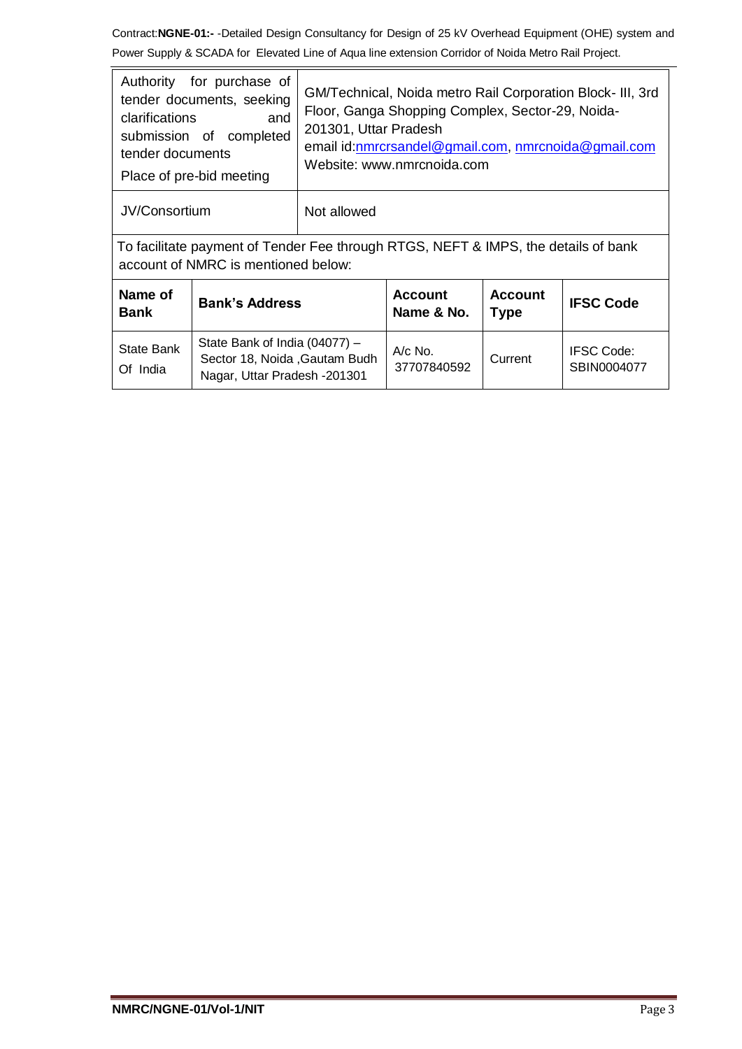| Authority for purchase of tender documents, seeking clarifications and submission of completed tender documents<br>Place of pre-bid meeting | GM/Technical, Noida metro Rail Corporation Block- III, 3rd Floor, Ganga Shopping Complex, Sector-29, Noida-201301, Uttar Pradesh<br>email id:nmrcrsandel@gmail.com, nmrcnoida@gmail.com<br>Website: www.nmrcnoida.com |
|---|---|
| JV/Consortium | Not allowed |

To facilitate payment of Tender Fee through RTGS, NEFT & IMPS, the details of bank account of NMRC is mentioned below:

| Name of Bank | Bank's Address | Account Name & No. | Account Type | IFSC Code |
|---|---|---|---|---|
| State Bank Of India | State Bank of India (04077) – Sector 18, Noida ,Gautam Budh Nagar, Uttar Pradesh -201301 | A/c No. 37707840592 | Current | IFSC Code: SBIN0004077 |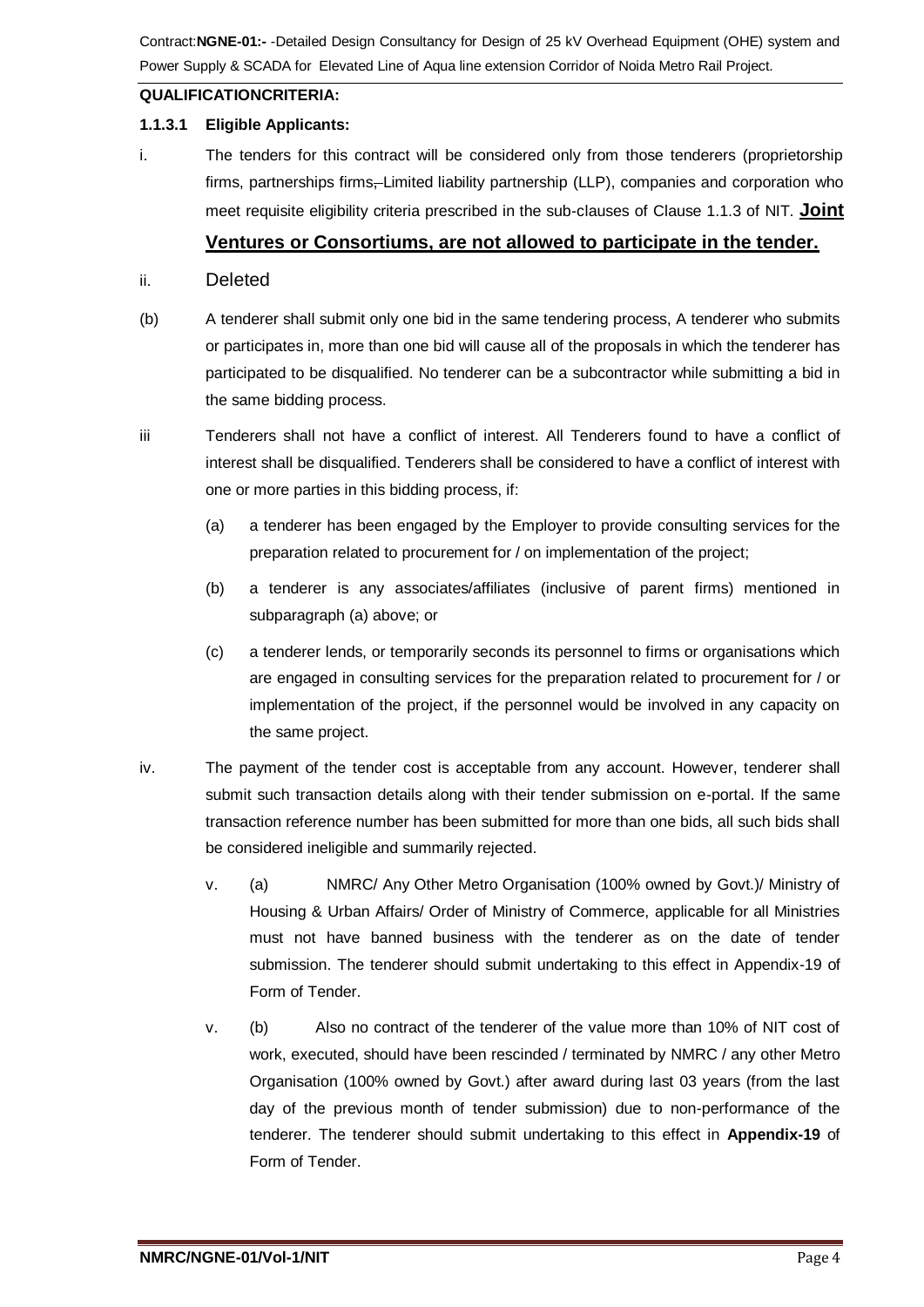**QUALIFICATIONCRITERIA:**

**1.1.3.1 Eligible Applicants:**

i. The tenders for this contract will be considered only from those tenderers (proprietorship firms, partnerships firms, Limited liability partnership (LLP), companies and corporation who meet requisite eligibility criteria prescribed in the sub-clauses of Clause 1.1.3 of NIT. **Joint Ventures or Consortiums, are not allowed to participate in the tender.**

ii. Deleted

(b) A tenderer shall submit only one bid in the same tendering process, A tenderer who submits or participates in, more than one bid will cause all of the proposals in which the tenderer has participated to be disqualified. No tenderer can be a subcontractor while submitting a bid in the same bidding process.

iii Tenderers shall not have a conflict of interest. All Tenderers found to have a conflict of interest shall be disqualified. Tenderers shall be considered to have a conflict of interest with one or more parties in this bidding process, if:

(a) a tenderer has been engaged by the Employer to provide consulting services for the preparation related to procurement for / on implementation of the project;

(b) a tenderer is any associates/affiliates (inclusive of parent firms) mentioned in subparagraph (a) above; or

(c) a tenderer lends, or temporarily seconds its personnel to firms or organisations which are engaged in consulting services for the preparation related to procurement for / or implementation of the project, if the personnel would be involved in any capacity on the same project.

iv. The payment of the tender cost is acceptable from any account. However, tenderer shall submit such transaction details along with their tender submission on e-portal. If the same transaction reference number has been submitted for more than one bids, all such bids shall be considered ineligible and summarily rejected.

v. (a) NMRC/ Any Other Metro Organisation (100% owned by Govt.)/ Ministry of Housing & Urban Affairs/ Order of Ministry of Commerce, applicable for all Ministries must not have banned business with the tenderer as on the date of tender submission. The tenderer should submit undertaking to this effect in Appendix-19 of Form of Tender.

v. (b) Also no contract of the tenderer of the value more than 10% of NIT cost of work, executed, should have been rescinded / terminated by NMRC / any other Metro Organisation (100% owned by Govt.) after award during last 03 years (from the last day of the previous month of tender submission) due to non-performance of the tenderer. The tenderer should submit undertaking to this effect in **Appendix-19** of Form of Tender.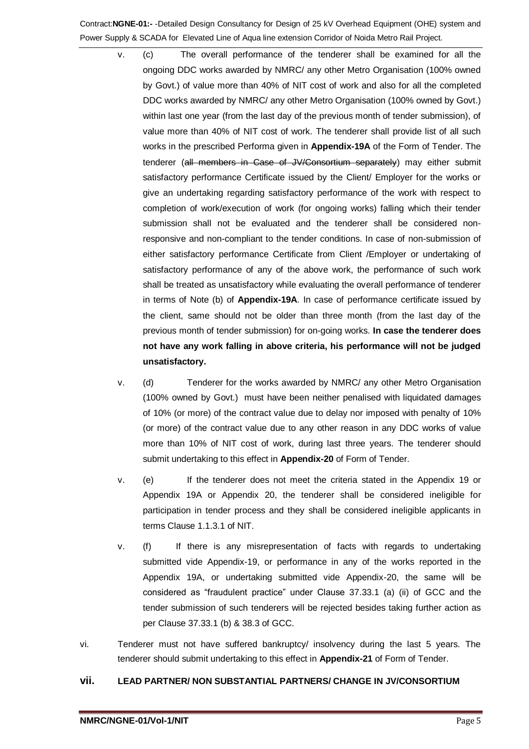v. (c) The overall performance of the tenderer shall be examined for all the ongoing DDC works awarded by NMRC/ any other Metro Organisation (100% owned by Govt.) of value more than 40% of NIT cost of work and also for all the completed DDC works awarded by NMRC/ any other Metro Organisation (100% owned by Govt.) within last one year (from the last day of the previous month of tender submission), of value more than 40% of NIT cost of work. The tenderer shall provide list of all such works in the prescribed Performa given in **Appendix-19A** of the Form of Tender. The tenderer (~~all members in Case of JV/Consortium separately~~) may either submit satisfactory performance Certificate issued by the Client/ Employer for the works or give an undertaking regarding satisfactory performance of the work with respect to completion of work/execution of work (for ongoing works) falling which their tender submission shall not be evaluated and the tenderer shall be considered non-responsive and non-compliant to the tender conditions. In case of non-submission of either satisfactory performance Certificate from Client /Employer or undertaking of satisfactory performance of any of the above work, the performance of such work shall be treated as unsatisfactory while evaluating the overall performance of tenderer in terms of Note (b) of **Appendix-19A**. In case of performance certificate issued by the client, same should not be older than three month (from the last day of the previous month of tender submission) for on-going works. **In case the tenderer does not have any work falling in above criteria, his performance will not be judged unsatisfactory.**

v. (d) Tenderer for the works awarded by NMRC/ any other Metro Organisation (100% owned by Govt.) must have been neither penalised with liquidated damages of 10% (or more) of the contract value due to delay nor imposed with penalty of 10% (or more) of the contract value due to any other reason in any DDC works of value more than 10% of NIT cost of work, during last three years. The tenderer should submit undertaking to this effect in **Appendix-20** of Form of Tender.

v. (e) If the tenderer does not meet the criteria stated in the Appendix 19 or Appendix 19A or Appendix 20, the tenderer shall be considered ineligible for participation in tender process and they shall be considered ineligible applicants in terms Clause 1.1.3.1 of NIT.

v. (f) If there is any misrepresentation of facts with regards to undertaking submitted vide Appendix-19, or performance in any of the works reported in the Appendix 19A, or undertaking submitted vide Appendix-20, the same will be considered as "fraudulent practice" under Clause 37.33.1 (a) (ii) of GCC and the tender submission of such tenderers will be rejected besides taking further action as per Clause 37.33.1 (b) & 38.3 of GCC.

vi. Tenderer must not have suffered bankruptcy/ insolvency during the last 5 years. The tenderer should submit undertaking to this effect in **Appendix-21** of Form of Tender.

**vii. LEAD PARTNER/ NON SUBSTANTIAL PARTNERS/ CHANGE IN JV/CONSORTIUM**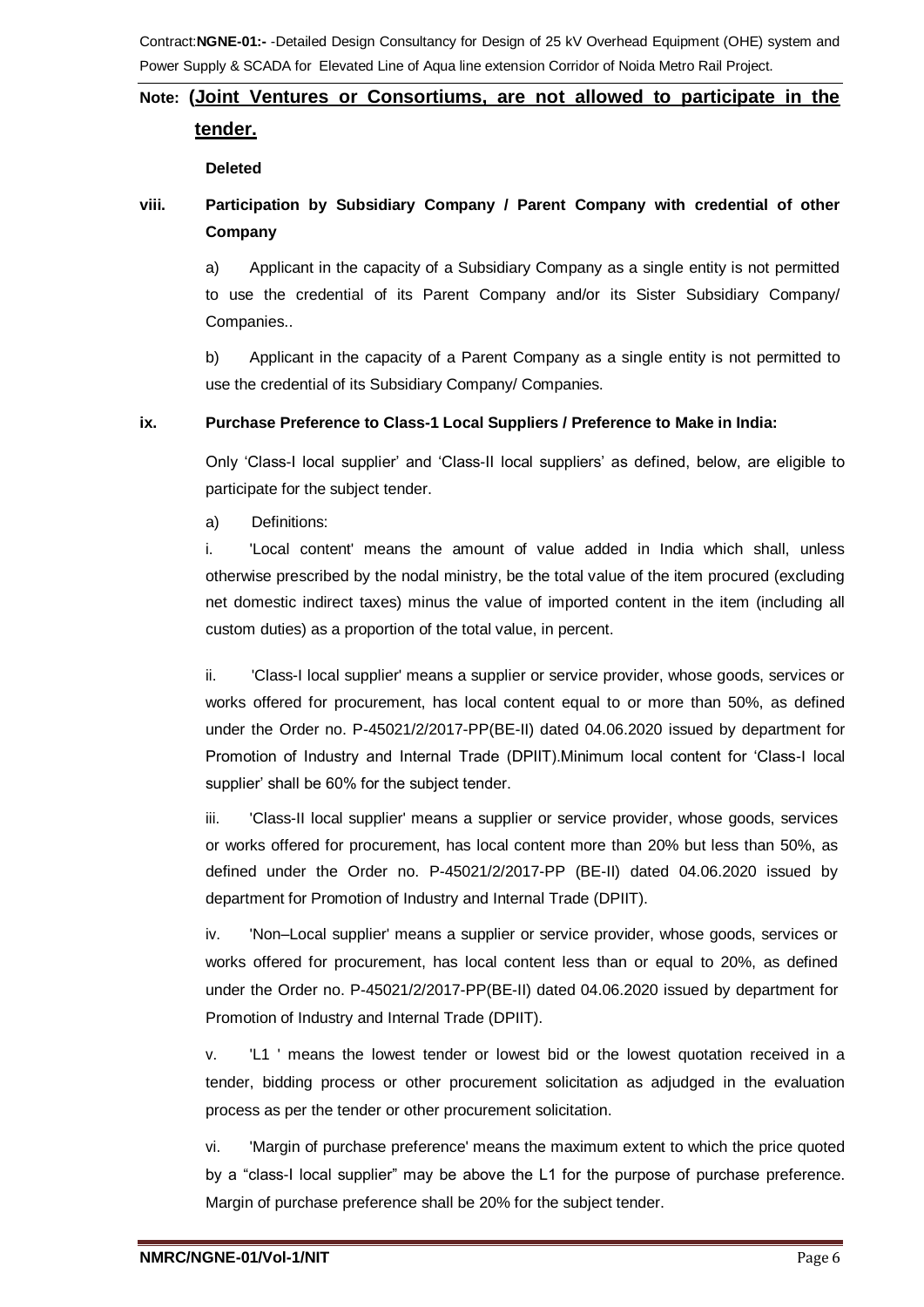**Note: (Joint Ventures or Consortiums, are not allowed to participate in the tender.**

**Deleted**

**viii. Participation by Subsidiary Company / Parent Company with credential of other Company**

a) Applicant in the capacity of a Subsidiary Company as a single entity is not permitted to use the credential of its Parent Company and/or its Sister Subsidiary Company/ Companies..

b) Applicant in the capacity of a Parent Company as a single entity is not permitted to use the credential of its Subsidiary Company/ Companies.

**ix. Purchase Preference to Class-1 Local Suppliers / Preference to Make in India:**

Only 'Class-I local supplier' and 'Class-II local suppliers' as defined, below, are eligible to participate for the subject tender.

a) Definitions:

i. 'Local content' means the amount of value added in India which shall, unless otherwise prescribed by the nodal ministry, be the total value of the item procured (excluding net domestic indirect taxes) minus the value of imported content in the item (including all custom duties) as a proportion of the total value, in percent.

ii. 'Class-I local supplier' means a supplier or service provider, whose goods, services or works offered for procurement, has local content equal to or more than 50%, as defined under the Order no. P-45021/2/2017-PP(BE-II) dated 04.06.2020 issued by department for Promotion of Industry and Internal Trade (DPIIT).Minimum local content for 'Class-I local supplier' shall be 60% for the subject tender.

iii. 'Class-II local supplier' means a supplier or service provider, whose goods, services or works offered for procurement, has local content more than 20% but less than 50%, as defined under the Order no. P-45021/2/2017-PP (BE-II) dated 04.06.2020 issued by department for Promotion of Industry and Internal Trade (DPIIT).

iv. 'Non–Local supplier' means a supplier or service provider, whose goods, services or works offered for procurement, has local content less than or equal to 20%, as defined under the Order no. P-45021/2/2017-PP(BE-II) dated 04.06.2020 issued by department for Promotion of Industry and Internal Trade (DPIIT).

v. 'L1 ' means the lowest tender or lowest bid or the lowest quotation received in a tender, bidding process or other procurement solicitation as adjudged in the evaluation process as per the tender or other procurement solicitation.

vi. 'Margin of purchase preference' means the maximum extent to which the price quoted by a "class-I local supplier" may be above the L1 for the purpose of purchase preference. Margin of purchase preference shall be 20% for the subject tender.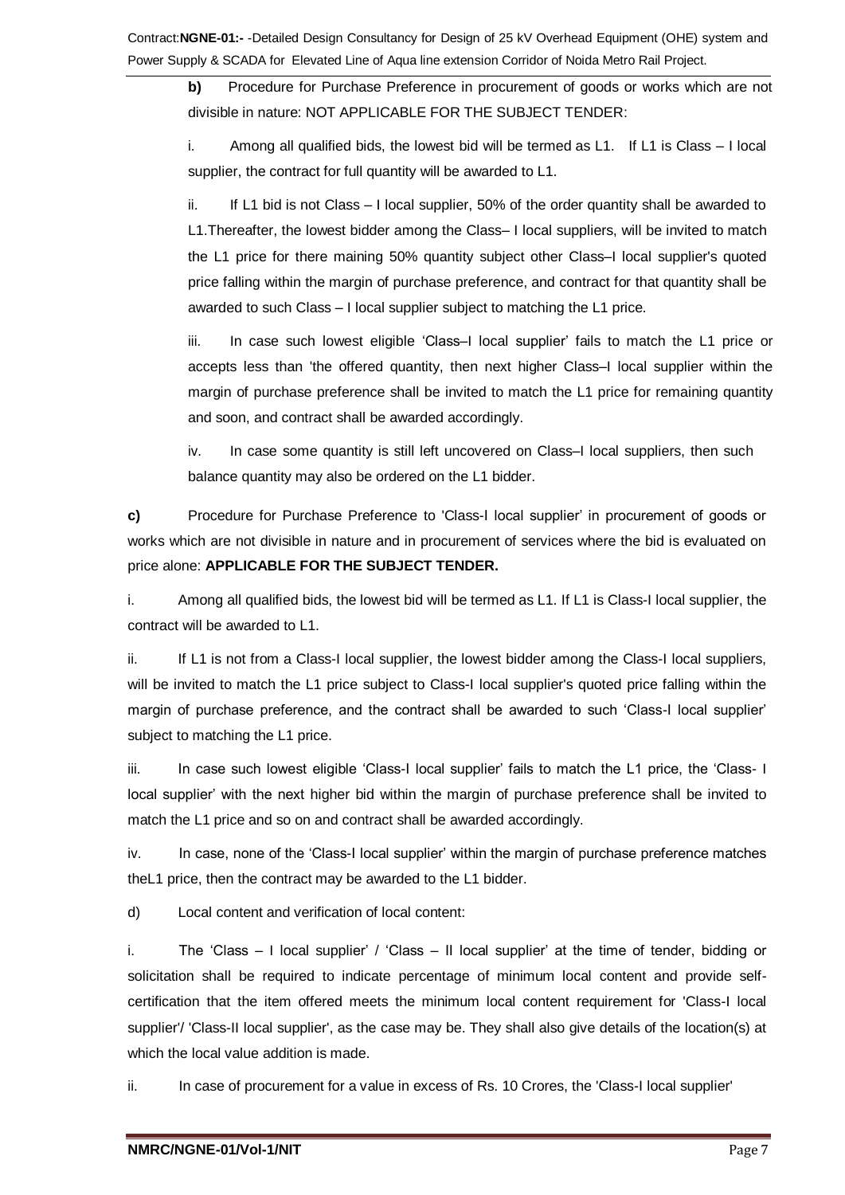**b)** Procedure for Purchase Preference in procurement of goods or works which are not divisible in nature: NOT APPLICABLE FOR THE SUBJECT TENDER:

i. Among all qualified bids, the lowest bid will be termed as L1. If L1 is Class – I local supplier, the contract for full quantity will be awarded to L1.

ii. If L1 bid is not Class – I local supplier, 50% of the order quantity shall be awarded to L1.Thereafter, the lowest bidder among the Class– I local suppliers, will be invited to match the L1 price for there maining 50% quantity subject other Class–I local supplier's quoted price falling within the margin of purchase preference, and contract for that quantity shall be awarded to such Class – I local supplier subject to matching the L1 price.

iii. In case such lowest eligible 'Class–I local supplier' fails to match the L1 price or accepts less than 'the offered quantity, then next higher Class–I local supplier within the margin of purchase preference shall be invited to match the L1 price for remaining quantity and soon, and contract shall be awarded accordingly.

iv. In case some quantity is still left uncovered on Class–I local suppliers, then such balance quantity may also be ordered on the L1 bidder.

**c)** Procedure for Purchase Preference to 'Class-I local supplier' in procurement of goods or works which are not divisible in nature and in procurement of services where the bid is evaluated on price alone: **APPLICABLE FOR THE SUBJECT TENDER.**

i. Among all qualified bids, the lowest bid will be termed as L1. If L1 is Class-I local supplier, the contract will be awarded to L1.

ii. If L1 is not from a Class-I local supplier, the lowest bidder among the Class-I local suppliers, will be invited to match the L1 price subject to Class-I local supplier's quoted price falling within the margin of purchase preference, and the contract shall be awarded to such 'Class-I local supplier' subject to matching the L1 price.

iii. In case such lowest eligible 'Class-I local supplier' fails to match the L1 price, the 'Class- I local supplier' with the next higher bid within the margin of purchase preference shall be invited to match the L1 price and so on and contract shall be awarded accordingly.

iv. In case, none of the 'Class-I local supplier' within the margin of purchase preference matches theL1 price, then the contract may be awarded to the L1 bidder.

d) Local content and verification of local content:

i. The 'Class – I local supplier' / 'Class – II local supplier' at the time of tender, bidding or solicitation shall be required to indicate percentage of minimum local content and provide self-certification that the item offered meets the minimum local content requirement for 'Class-I local supplier'/ 'Class-II local supplier', as the case may be. They shall also give details of the location(s) at which the local value addition is made.

ii. In case of procurement for a value in excess of Rs. 10 Crores, the 'Class-I local supplier'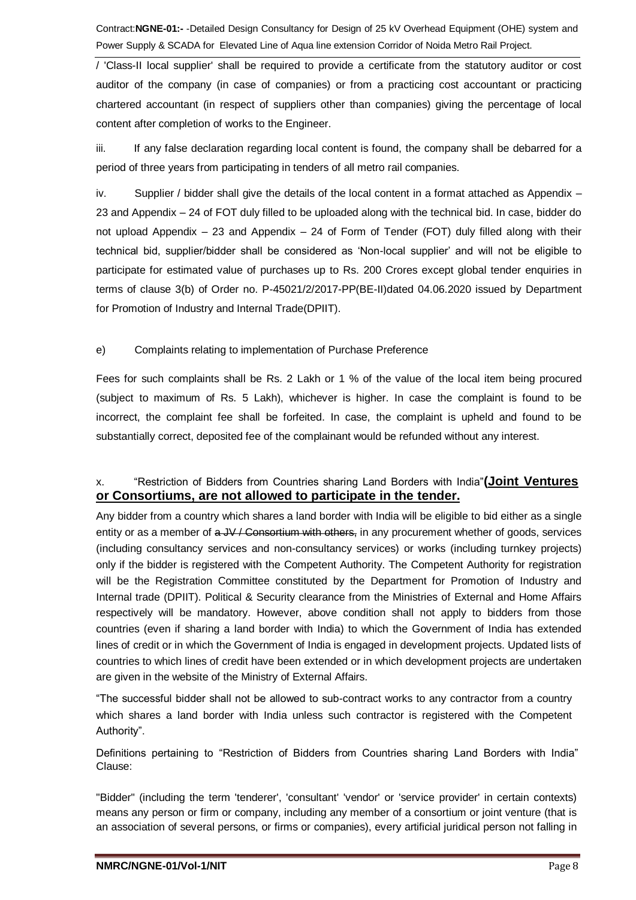/ 'Class-II local supplier' shall be required to provide a certificate from the statutory auditor or cost auditor of the company (in case of companies) or from a practicing cost accountant or practicing chartered accountant (in respect of suppliers other than companies) giving the percentage of local content after completion of works to the Engineer.

iii. If any false declaration regarding local content is found, the company shall be debarred for a period of three years from participating in tenders of all metro rail companies.

iv. Supplier / bidder shall give the details of the local content in a format attached as Appendix – 23 and Appendix – 24 of FOT duly filled to be uploaded along with the technical bid. In case, bidder do not upload Appendix – 23 and Appendix – 24 of Form of Tender (FOT) duly filled along with their technical bid, supplier/bidder shall be considered as 'Non-local supplier' and will not be eligible to participate for estimated value of purchases up to Rs. 200 Crores except global tender enquiries in terms of clause 3(b) of Order no. P-45021/2/2017-PP(BE-II)dated 04.06.2020 issued by Department for Promotion of Industry and Internal Trade(DPIIT).

e) Complaints relating to implementation of Purchase Preference

Fees for such complaints shall be Rs. 2 Lakh or 1 % of the value of the local item being procured (subject to maximum of Rs. 5 Lakh), whichever is higher. In case the complaint is found to be incorrect, the complaint fee shall be forfeited. In case, the complaint is upheld and found to be substantially correct, deposited fee of the complainant would be refunded without any interest.

x. "Restriction of Bidders from Countries sharing Land Borders with India"**(Joint Ventures or Consortiums, are not allowed to participate in the tender.**

Any bidder from a country which shares a land border with India will be eligible to bid either as a single entity or as a member of ~~a JV / Consortium with others,~~ in any procurement whether of goods, services (including consultancy services and non-consultancy services) or works (including turnkey projects) only if the bidder is registered with the Competent Authority. The Competent Authority for registration will be the Registration Committee constituted by the Department for Promotion of Industry and Internal trade (DPIIT). Political & Security clearance from the Ministries of External and Home Affairs respectively will be mandatory. However, above condition shall not apply to bidders from those countries (even if sharing a land border with India) to which the Government of India has extended lines of credit or in which the Government of India is engaged in development projects. Updated lists of countries to which lines of credit have been extended or in which development projects are undertaken are given in the website of the Ministry of External Affairs.

"The successful bidder shall not be allowed to sub-contract works to any contractor from a country which shares a land border with India unless such contractor is registered with the Competent Authority".

Definitions pertaining to "Restriction of Bidders from Countries sharing Land Borders with India" Clause:

"Bidder" (including the term 'tenderer', 'consultant' 'vendor' or 'service provider' in certain contexts) means any person or firm or company, including any member of a consortium or joint venture (that is an association of several persons, or firms or companies), every artificial juridical person not falling in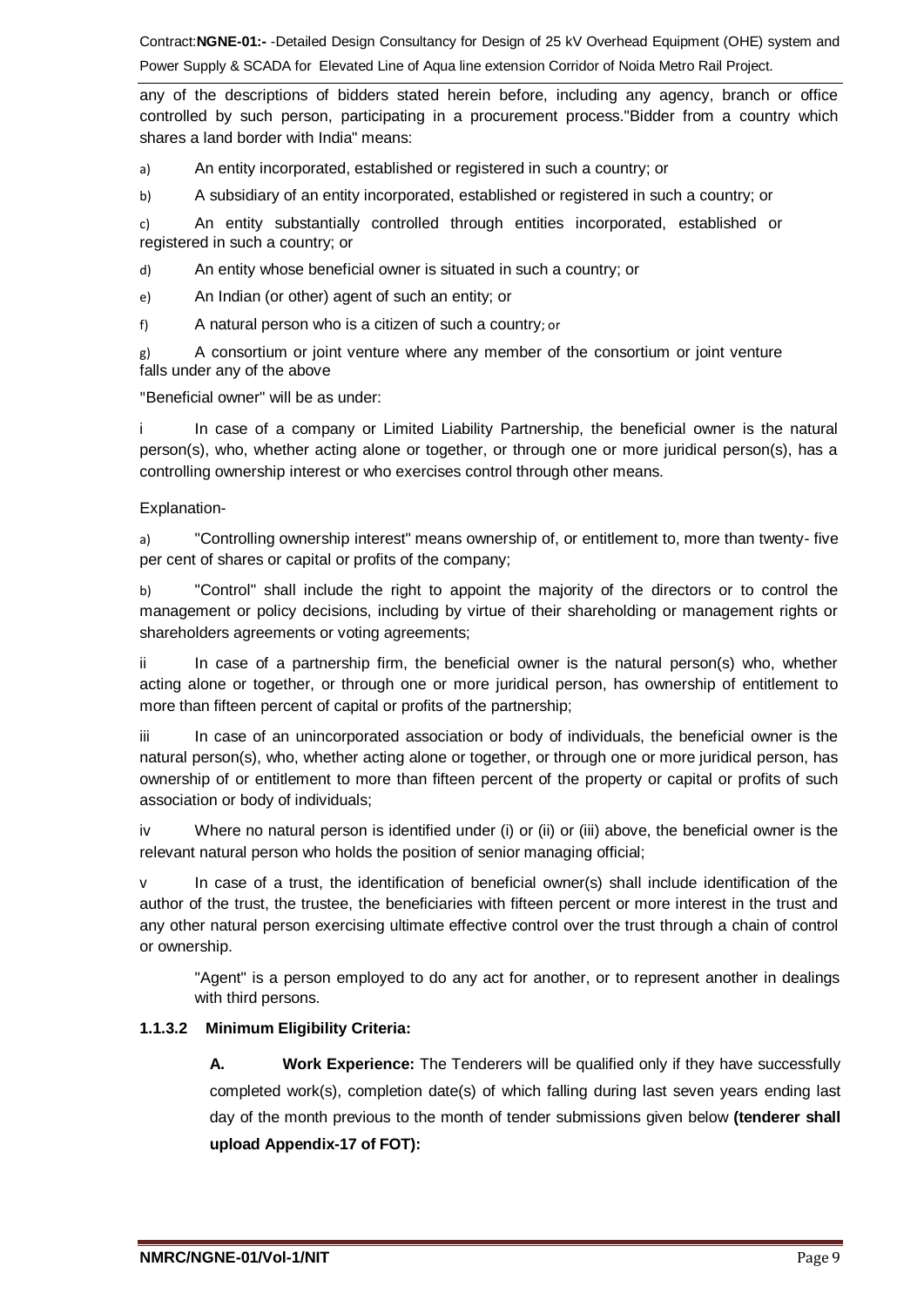any of the descriptions of bidders stated herein before, including any agency, branch or office controlled by such person, participating in a procurement process."Bidder from a country which shares a land border with India" means:

a) An entity incorporated, established or registered in such a country; or

b) A subsidiary of an entity incorporated, established or registered in such a country; or

c) An entity substantially controlled through entities incorporated, established or registered in such a country; or

d) An entity whose beneficial owner is situated in such a country; or

e) An Indian (or other) agent of such an entity; or

f) A natural person who is a citizen of such a country; or

g) A consortium or joint venture where any member of the consortium or joint venture falls under any of the above

"Beneficial owner" will be as under:

i In case of a company or Limited Liability Partnership, the beneficial owner is the natural person(s), who, whether acting alone or together, or through one or more juridical person(s), has a controlling ownership interest or who exercises control through other means.

Explanation-

a) "Controlling ownership interest" means ownership of, or entitlement to, more than twenty- five per cent of shares or capital or profits of the company;

b) "Control" shall include the right to appoint the majority of the directors or to control the management or policy decisions, including by virtue of their shareholding or management rights or shareholders agreements or voting agreements;

ii In case of a partnership firm, the beneficial owner is the natural person(s) who, whether acting alone or together, or through one or more juridical person, has ownership of entitlement to more than fifteen percent of capital or profits of the partnership;

iii In case of an unincorporated association or body of individuals, the beneficial owner is the natural person(s), who, whether acting alone or together, or through one or more juridical person, has ownership of or entitlement to more than fifteen percent of the property or capital or profits of such association or body of individuals;

iv Where no natural person is identified under (i) or (ii) or (iii) above, the beneficial owner is the relevant natural person who holds the position of senior managing official;

v In case of a trust, the identification of beneficial owner(s) shall include identification of the author of the trust, the trustee, the beneficiaries with fifteen percent or more interest in the trust and any other natural person exercising ultimate effective control over the trust through a chain of control or ownership.

"Agent" is a person employed to do any act for another, or to represent another in dealings with third persons.

**1.1.3.2 Minimum Eligibility Criteria:**

**A. Work Experience:** The Tenderers will be qualified only if they have successfully completed work(s), completion date(s) of which falling during last seven years ending last day of the month previous to the month of tender submissions given below **(tenderer shall upload Appendix-17 of FOT):**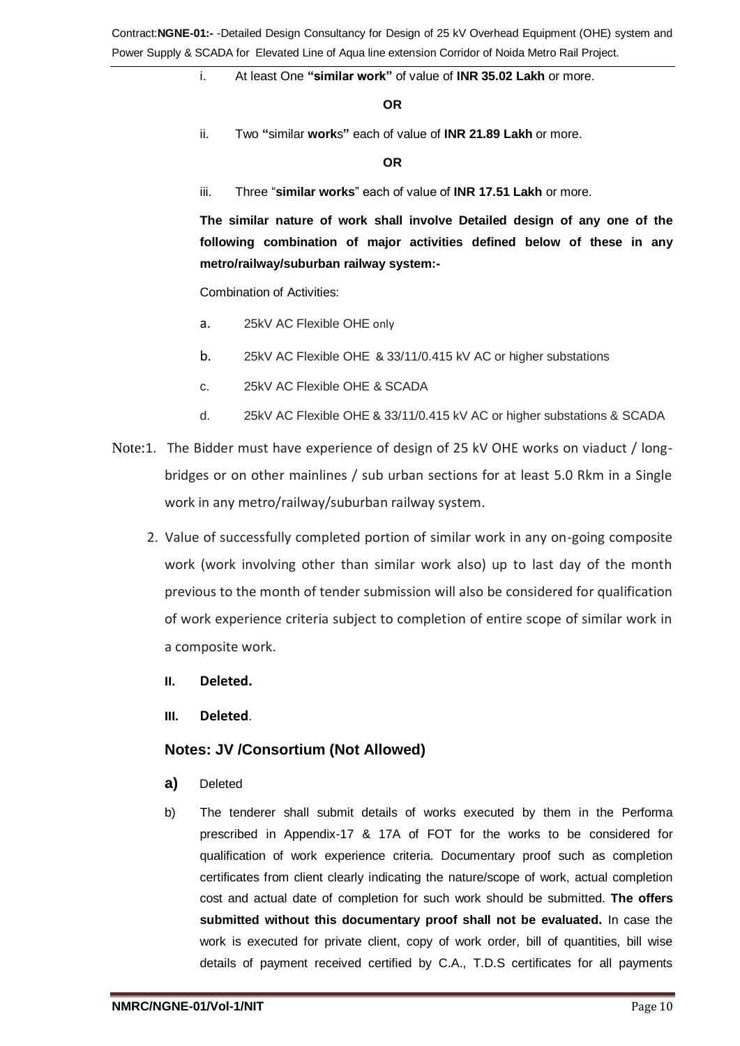i. At least One **"similar work"** of value of **INR 35.02 Lakh** or more.

**OR**

ii. Two **"**similar **work**s**"** each of value of **INR 21.89 Lakh** or more.

**OR**

iii. Three "**similar works**" each of value of **INR 17.51 Lakh** or more.

**The similar nature of work shall involve Detailed design of any one of the following combination of major activities defined below of these in any metro/railway/suburban railway system:-**

Combination of Activities:

a. 25kV AC Flexible OHE only

b. 25kV AC Flexible OHE & 33/11/0.415 kV AC or higher substations

c. 25kV AC Flexible OHE & SCADA

d. 25kV AC Flexible OHE & 33/11/0.415 kV AC or higher substations & SCADA

Note:1. The Bidder must have experience of design of 25 kV OHE works on viaduct / long-bridges or on other mainlines / sub urban sections for at least 5.0 Rkm in a Single work in any metro/railway/suburban railway system.

2. Value of successfully completed portion of similar work in any on-going composite work (work involving other than similar work also) up to last day of the month previous to the month of tender submission will also be considered for qualification of work experience criteria subject to completion of entire scope of similar work in a composite work.

**II. Deleted.**

**III. Deleted**.

### Notes: JV /Consortium (Not Allowed)

**a)** Deleted

b) The tenderer shall submit details of works executed by them in the Performa prescribed in Appendix-17 & 17A of FOT for the works to be considered for qualification of work experience criteria. Documentary proof such as completion certificates from client clearly indicating the nature/scope of work, actual completion cost and actual date of completion for such work should be submitted. **The offers submitted without this documentary proof shall not be evaluated.** In case the work is executed for private client, copy of work order, bill of quantities, bill wise details of payment received certified by C.A., T.D.S certificates for all payments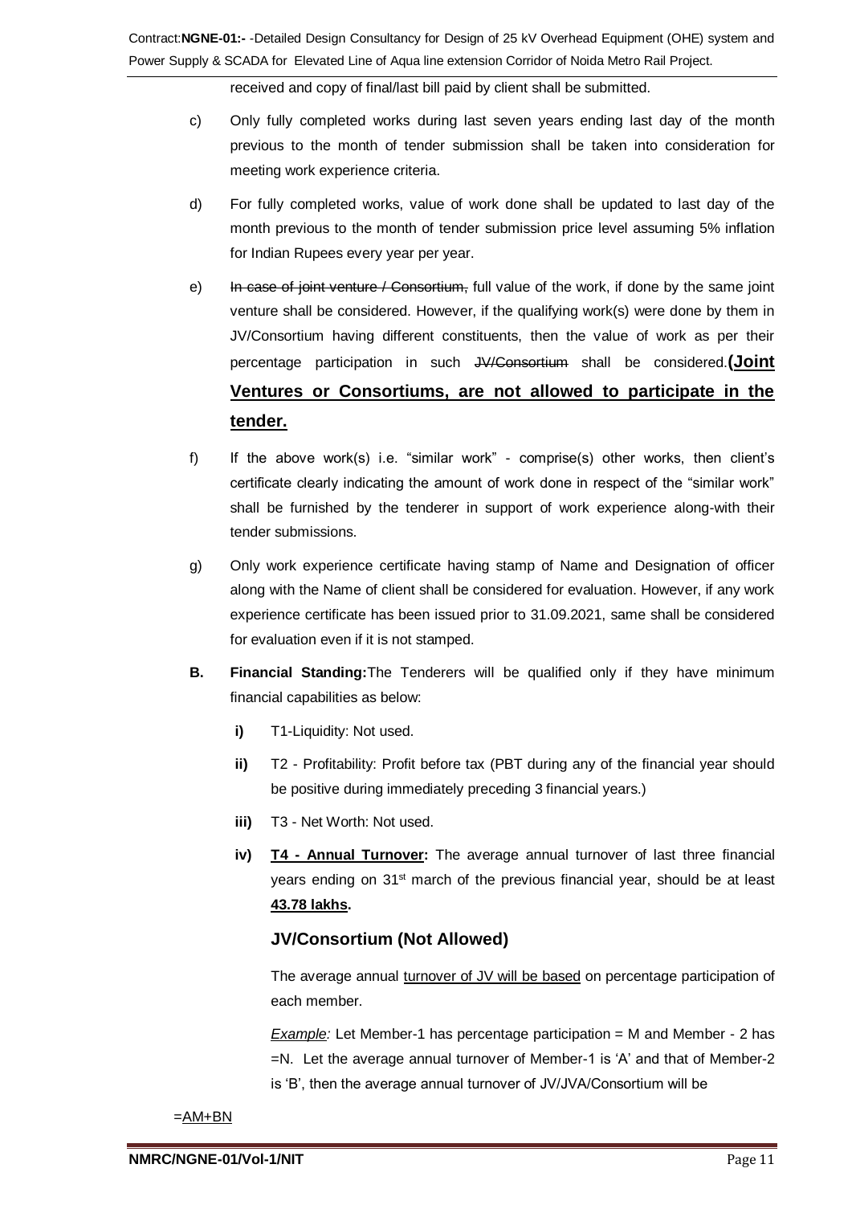received and copy of final/last bill paid by client shall be submitted.

c) Only fully completed works during last seven years ending last day of the month previous to the month of tender submission shall be taken into consideration for meeting work experience criteria.

d) For fully completed works, value of work done shall be updated to last day of the month previous to the month of tender submission price level assuming 5% inflation for Indian Rupees every year per year.

e) ~~In case of joint venture / Consortium,~~ full value of the work, if done by the same joint venture shall be considered. However, if the qualifying work(s) were done by them in JV/Consortium having different constituents, then the value of work as per their percentage participation in such ~~JV/Consortium~~ shall be considered.**(Joint Ventures or Consortiums, are not allowed to participate in the tender.**

f) If the above work(s) i.e. "similar work" - comprise(s) other works, then client's certificate clearly indicating the amount of work done in respect of the "similar work" shall be furnished by the tenderer in support of work experience along-with their tender submissions.

g) Only work experience certificate having stamp of Name and Designation of officer along with the Name of client shall be considered for evaluation. However, if any work experience certificate has been issued prior to 31.09.2021, same shall be considered for evaluation even if it is not stamped.

**B. Financial Standing:** The Tenderers will be qualified only if they have minimum financial capabilities as below:

**i)** T1-Liquidity: Not used.

**ii)** T2 - Profitability: Profit before tax (PBT during any of the financial year should be positive during immediately preceding 3 financial years.)

**iii)** T3 - Net Worth: Not used.

**iv)** **T4 - Annual Turnover:** The average annual turnover of last three financial years ending on 31st march of the previous financial year, should be at least **43.78 lakhs.**

### JV/Consortium (Not Allowed)

The average annual turnover of JV will be based on percentage participation of each member.

*Example:* Let Member-1 has percentage participation = M and Member - 2 has =N. Let the average annual turnover of Member-1 is 'A' and that of Member-2 is 'B', then the average annual turnover of JV/JVA/Consortium will be

=AM+BN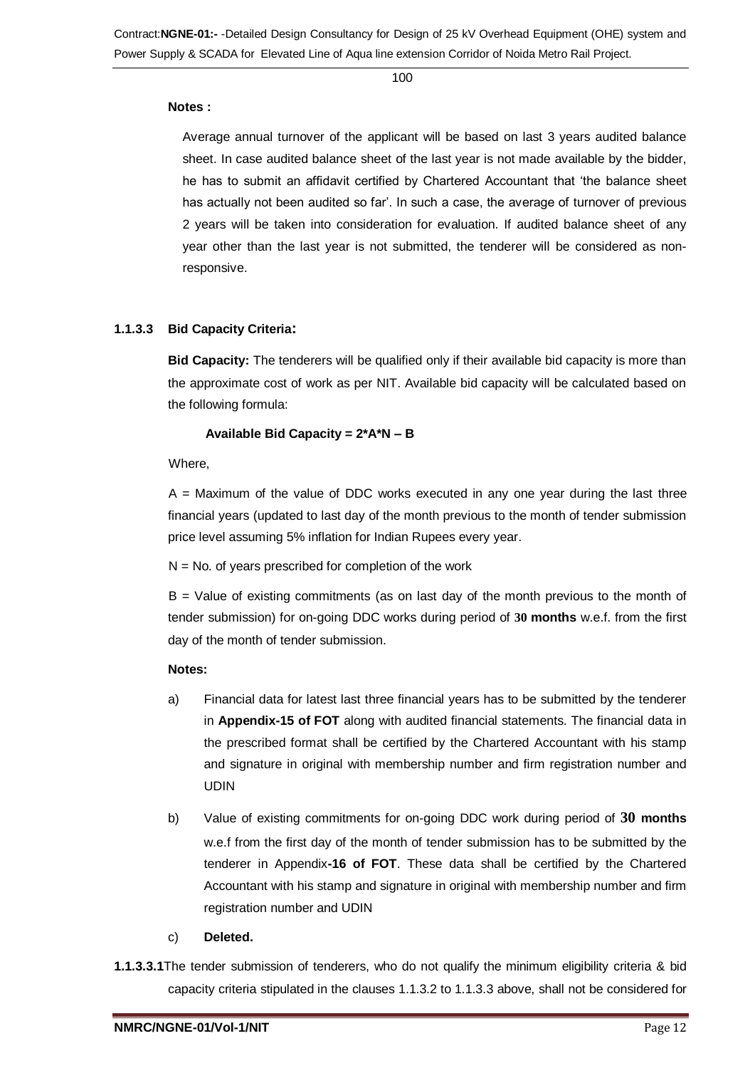**Notes :**

Average annual turnover of the applicant will be based on last 3 years audited balance sheet. In case audited balance sheet of the last year is not made available by the bidder, he has to submit an affidavit certified by Chartered Accountant that 'the balance sheet has actually not been audited so far'. In such a case, the average of turnover of previous 2 years will be taken into consideration for evaluation. If audited balance sheet of any year other than the last year is not submitted, the tenderer will be considered as non-responsive.

### 1.1.3.3 Bid Capacity Criteria:

**Bid Capacity:** The tenderers will be qualified only if their available bid capacity is more than the approximate cost of work as per NIT. Available bid capacity will be calculated based on the following formula:

**Available Bid Capacity = 2*A*N – B**

Where,

A = Maximum of the value of DDC works executed in any one year during the last three financial years (updated to last day of the month previous to the month of tender submission price level assuming 5% inflation for Indian Rupees every year.

N = No. of years prescribed for completion of the work

B = Value of existing commitments (as on last day of the month previous to the month of tender submission) for on-going DDC works during period of **30 months** w.e.f. from the first day of the month of tender submission.

**Notes:**

a) Financial data for latest last three financial years has to be submitted by the tenderer in **Appendix-15 of FOT** along with audited financial statements. The financial data in the prescribed format shall be certified by the Chartered Accountant with his stamp and signature in original with membership number and firm registration number and UDIN

b) Value of existing commitments for on-going DDC work during period of **30 months** w.e.f from the first day of the month of tender submission has to be submitted by the tenderer in Appendix**-16 of FOT**. These data shall be certified by the Chartered Accountant with his stamp and signature in original with membership number and firm registration number and UDIN

c) **Deleted.**

**1.1.3.3.1** The tender submission of tenderers, who do not qualify the minimum eligibility criteria & bid capacity criteria stipulated in the clauses 1.1.3.2 to 1.1.3.3 above, shall not be considered for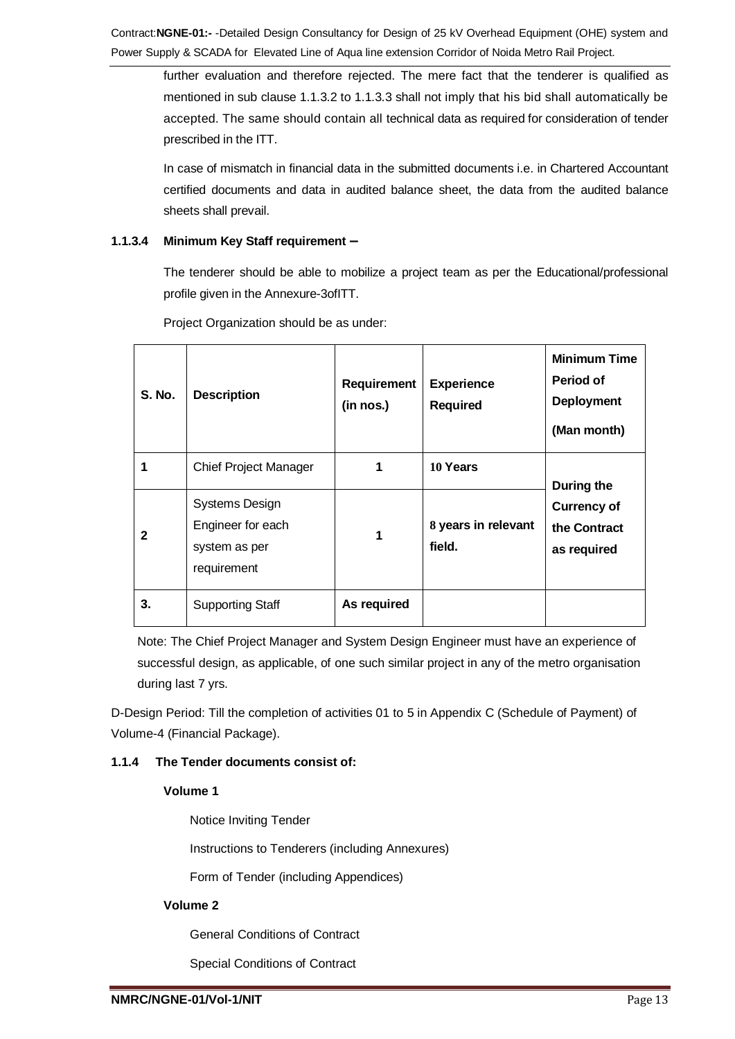further evaluation and therefore rejected. The mere fact that the tenderer is qualified as mentioned in sub clause 1.1.3.2 to 1.1.3.3 shall not imply that his bid shall automatically be accepted. The same should contain all technical data as required for consideration of tender prescribed in the ITT.

In case of mismatch in financial data in the submitted documents i.e. in Chartered Accountant certified documents and data in audited balance sheet, the data from the audited balance sheets shall prevail.

**1.1.3.4 Minimum Key Staff requirement –**

The tenderer should be able to mobilize a project team as per the Educational/professional profile given in the Annexure-3ofITT.

Project Organization should be as under:

| S. No. | Description | Requirement (in nos.) | Experience Required | Minimum Time Period of Deployment (Man month) |
|---|---|---|---|---|
| 1 | Chief Project Manager | 1 | 10 Years | During the Currency of the Contract as required |
| 2 | Systems Design Engineer for each system as per requirement | 1 | 8 years in relevant field. | |
| 3. | Supporting Staff | As required | | |

Note: The Chief Project Manager and System Design Engineer must have an experience of successful design, as applicable, of one such similar project in any of the metro organisation during last 7 yrs.

D-Design Period: Till the completion of activities 01 to 5 in Appendix C (Schedule of Payment) of Volume-4 (Financial Package).

**1.1.4 The Tender documents consist of:**

**Volume 1**

Notice Inviting Tender

Instructions to Tenderers (including Annexures)

Form of Tender (including Appendices)

**Volume 2**

General Conditions of Contract

Special Conditions of Contract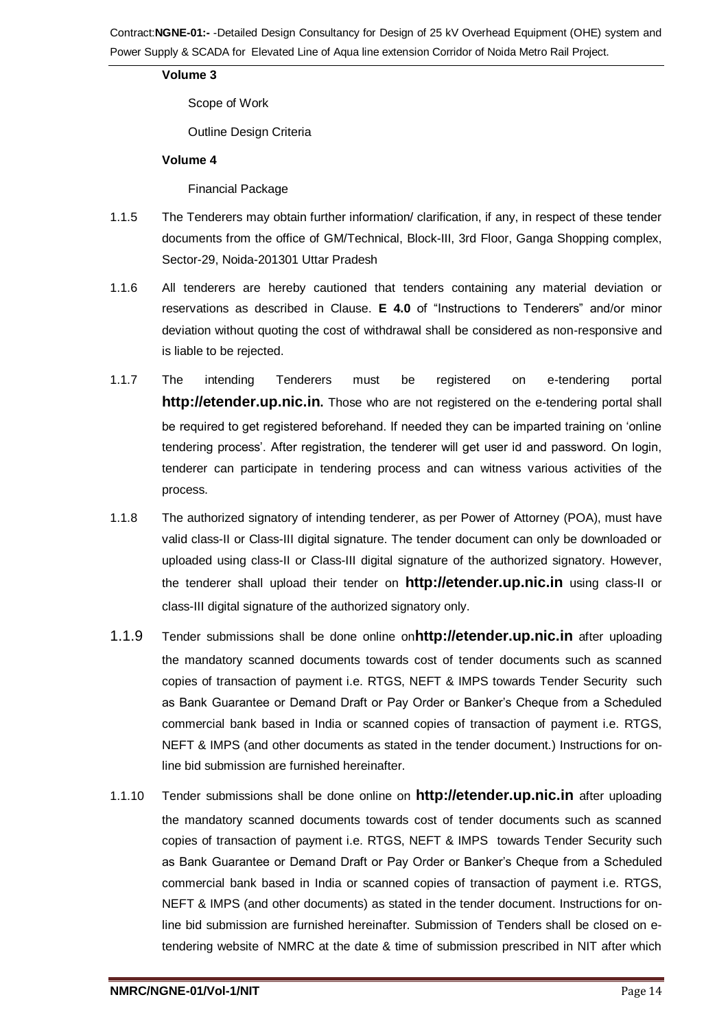**Volume 3**

Scope of Work

Outline Design Criteria

**Volume 4**

Financial Package

1.1.5 The Tenderers may obtain further information/ clarification, if any, in respect of these tender documents from the office of GM/Technical, Block-III, 3rd Floor, Ganga Shopping complex, Sector-29, Noida-201301 Uttar Pradesh

1.1.6 All tenderers are hereby cautioned that tenders containing any material deviation or reservations as described in Clause. **E 4.0** of "Instructions to Tenderers" and/or minor deviation without quoting the cost of withdrawal shall be considered as non-responsive and is liable to be rejected.

1.1.7 The intending Tenderers must be registered on e-tendering portal **http://etender.up.nic.in.** Those who are not registered on the e-tendering portal shall be required to get registered beforehand. If needed they can be imparted training on 'online tendering process'. After registration, the tenderer will get user id and password. On login, tenderer can participate in tendering process and can witness various activities of the process.

1.1.8 The authorized signatory of intending tenderer, as per Power of Attorney (POA), must have valid class-II or Class-III digital signature. The tender document can only be downloaded or uploaded using class-II or Class-III digital signature of the authorized signatory. However, the tenderer shall upload their tender on **http://etender.up.nic.in** using class-II or class-III digital signature of the authorized signatory only.

1.1.9 Tender submissions shall be done online on**http://etender.up.nic.in** after uploading the mandatory scanned documents towards cost of tender documents such as scanned copies of transaction of payment i.e. RTGS, NEFT & IMPS towards Tender Security such as Bank Guarantee or Demand Draft or Pay Order or Banker's Cheque from a Scheduled commercial bank based in India or scanned copies of transaction of payment i.e. RTGS, NEFT & IMPS (and other documents as stated in the tender document.) Instructions for on-line bid submission are furnished hereinafter.

1.1.10 Tender submissions shall be done online on **http://etender.up.nic.in** after uploading the mandatory scanned documents towards cost of tender documents such as scanned copies of transaction of payment i.e. RTGS, NEFT & IMPS towards Tender Security such as Bank Guarantee or Demand Draft or Pay Order or Banker's Cheque from a Scheduled commercial bank based in India or scanned copies of transaction of payment i.e. RTGS, NEFT & IMPS (and other documents) as stated in the tender document. Instructions for on-line bid submission are furnished hereinafter. Submission of Tenders shall be closed on e-tendering website of NMRC at the date & time of submission prescribed in NIT after which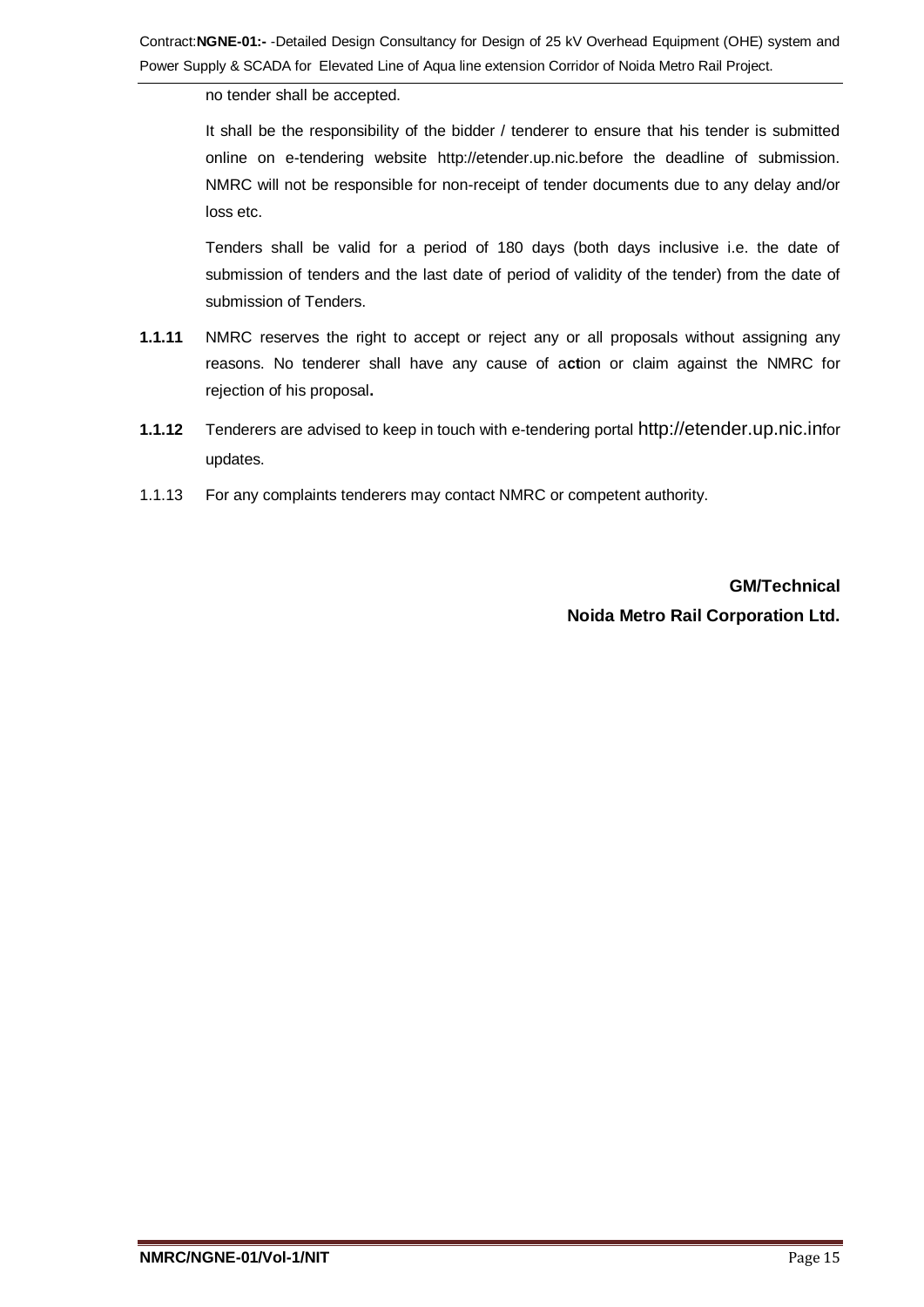no tender shall be accepted.

It shall be the responsibility of the bidder / tenderer to ensure that his tender is submitted online on e-tendering website http://etender.up.nic.before the deadline of submission. NMRC will not be responsible for non-receipt of tender documents due to any delay and/or loss etc.

Tenders shall be valid for a period of 180 days (both days inclusive i.e. the date of submission of tenders and the last date of period of validity of the tender) from the date of submission of Tenders.

**1.1.11** NMRC reserves the right to accept or reject any or all proposals without assigning any reasons. No tenderer shall have any cause of action or claim against the NMRC for rejection of his proposal.

**1.1.12** Tenderers are advised to keep in touch with e-tendering portal http://etender.up.nic.infor updates.

1.1.13 For any complaints tenderers may contact NMRC or competent authority.

**GM/Technical**

**Noida Metro Rail Corporation Ltd.**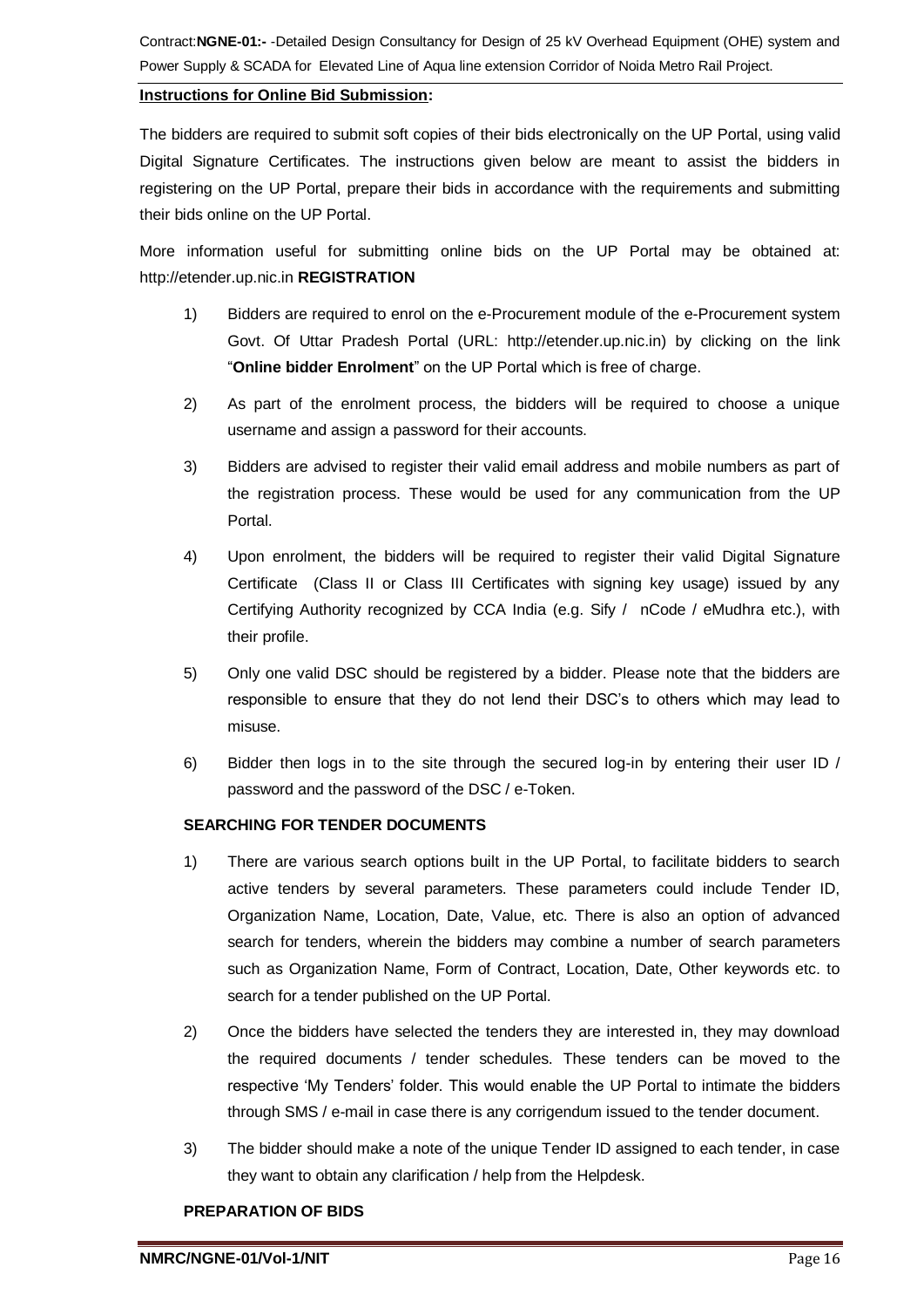**Instructions for Online Bid Submission:**

The bidders are required to submit soft copies of their bids electronically on the UP Portal, using valid Digital Signature Certificates. The instructions given below are meant to assist the bidders in registering on the UP Portal, prepare their bids in accordance with the requirements and submitting their bids online on the UP Portal.

More information useful for submitting online bids on the UP Portal may be obtained at: http://etender.up.nic.in **REGISTRATION**

1) Bidders are required to enrol on the e-Procurement module of the e-Procurement system Govt. Of Uttar Pradesh Portal (URL: http://etender.up.nic.in) by clicking on the link "**Online bidder Enrolment**" on the UP Portal which is free of charge.

2) As part of the enrolment process, the bidders will be required to choose a unique username and assign a password for their accounts.

3) Bidders are advised to register their valid email address and mobile numbers as part of the registration process. These would be used for any communication from the UP Portal.

4) Upon enrolment, the bidders will be required to register their valid Digital Signature Certificate (Class II or Class III Certificates with signing key usage) issued by any Certifying Authority recognized by CCA India (e.g. Sify / nCode / eMudhra etc.), with their profile.

5) Only one valid DSC should be registered by a bidder. Please note that the bidders are responsible to ensure that they do not lend their DSC's to others which may lead to misuse.

6) Bidder then logs in to the site through the secured log-in by entering their user ID / password and the password of the DSC / e-Token.

**SEARCHING FOR TENDER DOCUMENTS**

1) There are various search options built in the UP Portal, to facilitate bidders to search active tenders by several parameters. These parameters could include Tender ID, Organization Name, Location, Date, Value, etc. There is also an option of advanced search for tenders, wherein the bidders may combine a number of search parameters such as Organization Name, Form of Contract, Location, Date, Other keywords etc. to search for a tender published on the UP Portal.

2) Once the bidders have selected the tenders they are interested in, they may download the required documents / tender schedules. These tenders can be moved to the respective 'My Tenders' folder. This would enable the UP Portal to intimate the bidders through SMS / e-mail in case there is any corrigendum issued to the tender document.

3) The bidder should make a note of the unique Tender ID assigned to each tender, in case they want to obtain any clarification / help from the Helpdesk.

**PREPARATION OF BIDS**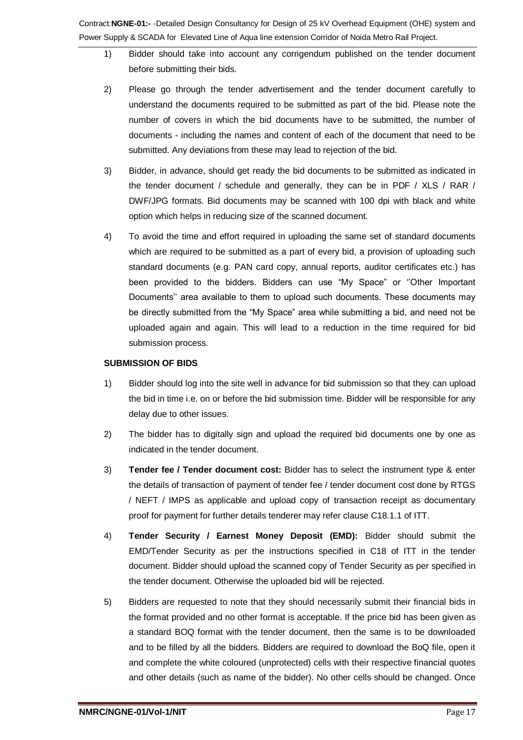1) Bidder should take into account any corrigendum published on the tender document before submitting their bids.

2) Please go through the tender advertisement and the tender document carefully to understand the documents required to be submitted as part of the bid. Please note the number of covers in which the bid documents have to be submitted, the number of documents - including the names and content of each of the document that need to be submitted. Any deviations from these may lead to rejection of the bid.

3) Bidder, in advance, should get ready the bid documents to be submitted as indicated in the tender document / schedule and generally, they can be in PDF / XLS / RAR / DWF/JPG formats. Bid documents may be scanned with 100 dpi with black and white option which helps in reducing size of the scanned document.

4) To avoid the time and effort required in uploading the same set of standard documents which are required to be submitted as a part of every bid, a provision of uploading such standard documents (e.g. PAN card copy, annual reports, auditor certificates etc.) has been provided to the bidders. Bidders can use "My Space" or ''Other Important Documents'' area available to them to upload such documents. These documents may be directly submitted from the "My Space" area while submitting a bid, and need not be uploaded again and again. This will lead to a reduction in the time required for bid submission process.

**SUBMISSION OF BIDS**

1) Bidder should log into the site well in advance for bid submission so that they can upload the bid in time i.e. on or before the bid submission time. Bidder will be responsible for any delay due to other issues.

2) The bidder has to digitally sign and upload the required bid documents one by one as indicated in the tender document.

3) **Tender fee / Tender document cost:** Bidder has to select the instrument type & enter the details of transaction of payment of tender fee / tender document cost done by RTGS / NEFT / IMPS as applicable and upload copy of transaction receipt as documentary proof for payment for further details tenderer may refer clause C18.1.1 of ITT.

4) **Tender Security / Earnest Money Deposit (EMD):** Bidder should submit the EMD/Tender Security as per the instructions specified in C18 of ITT in the tender document. Bidder should upload the scanned copy of Tender Security as per specified in the tender document. Otherwise the uploaded bid will be rejected.

5) Bidders are requested to note that they should necessarily submit their financial bids in the format provided and no other format is acceptable. If the price bid has been given as a standard BOQ format with the tender document, then the same is to be downloaded and to be filled by all the bidders. Bidders are required to download the BoQ file, open it and complete the white coloured (unprotected) cells with their respective financial quotes and other details (such as name of the bidder). No other cells should be changed. Once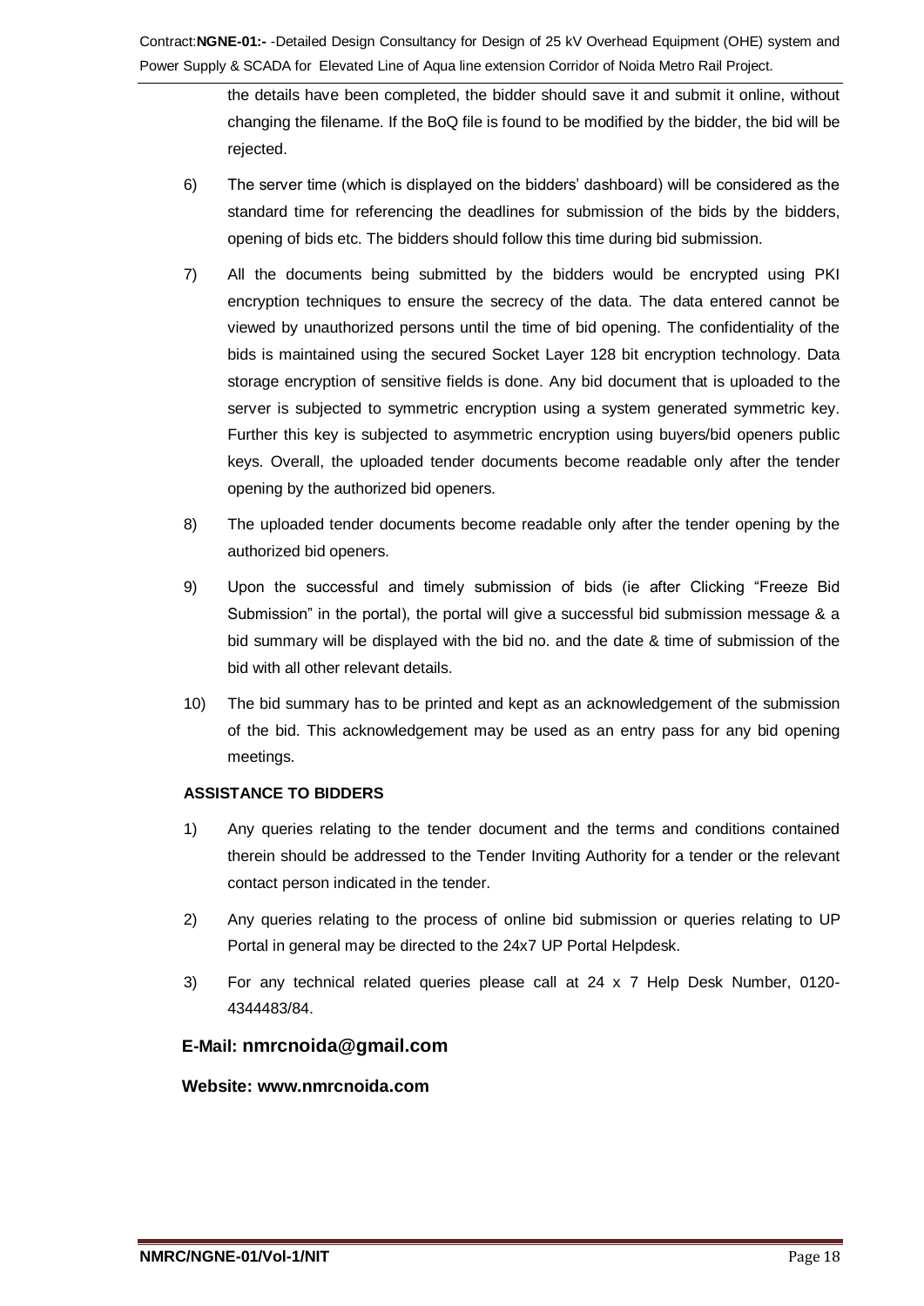the details have been completed, the bidder should save it and submit it online, without changing the filename. If the BoQ file is found to be modified by the bidder, the bid will be rejected.

6) The server time (which is displayed on the bidders' dashboard) will be considered as the standard time for referencing the deadlines for submission of the bids by the bidders, opening of bids etc. The bidders should follow this time during bid submission.

7) All the documents being submitted by the bidders would be encrypted using PKI encryption techniques to ensure the secrecy of the data. The data entered cannot be viewed by unauthorized persons until the time of bid opening. The confidentiality of the bids is maintained using the secured Socket Layer 128 bit encryption technology. Data storage encryption of sensitive fields is done. Any bid document that is uploaded to the server is subjected to symmetric encryption using a system generated symmetric key. Further this key is subjected to asymmetric encryption using buyers/bid openers public keys. Overall, the uploaded tender documents become readable only after the tender opening by the authorized bid openers.

8) The uploaded tender documents become readable only after the tender opening by the authorized bid openers.

9) Upon the successful and timely submission of bids (ie after Clicking "Freeze Bid Submission" in the portal), the portal will give a successful bid submission message & a bid summary will be displayed with the bid no. and the date & time of submission of the bid with all other relevant details.

10) The bid summary has to be printed and kept as an acknowledgement of the submission of the bid. This acknowledgement may be used as an entry pass for any bid opening meetings.

**ASSISTANCE TO BIDDERS**

1) Any queries relating to the tender document and the terms and conditions contained therein should be addressed to the Tender Inviting Authority for a tender or the relevant contact person indicated in the tender.

2) Any queries relating to the process of online bid submission or queries relating to UP Portal in general may be directed to the 24x7 UP Portal Helpdesk.

3) For any technical related queries please call at 24 x 7 Help Desk Number, 0120-4344483/84.

**E-Mail: nmrcnoida@gmail.com**

**Website: www.nmrcnoida.com**